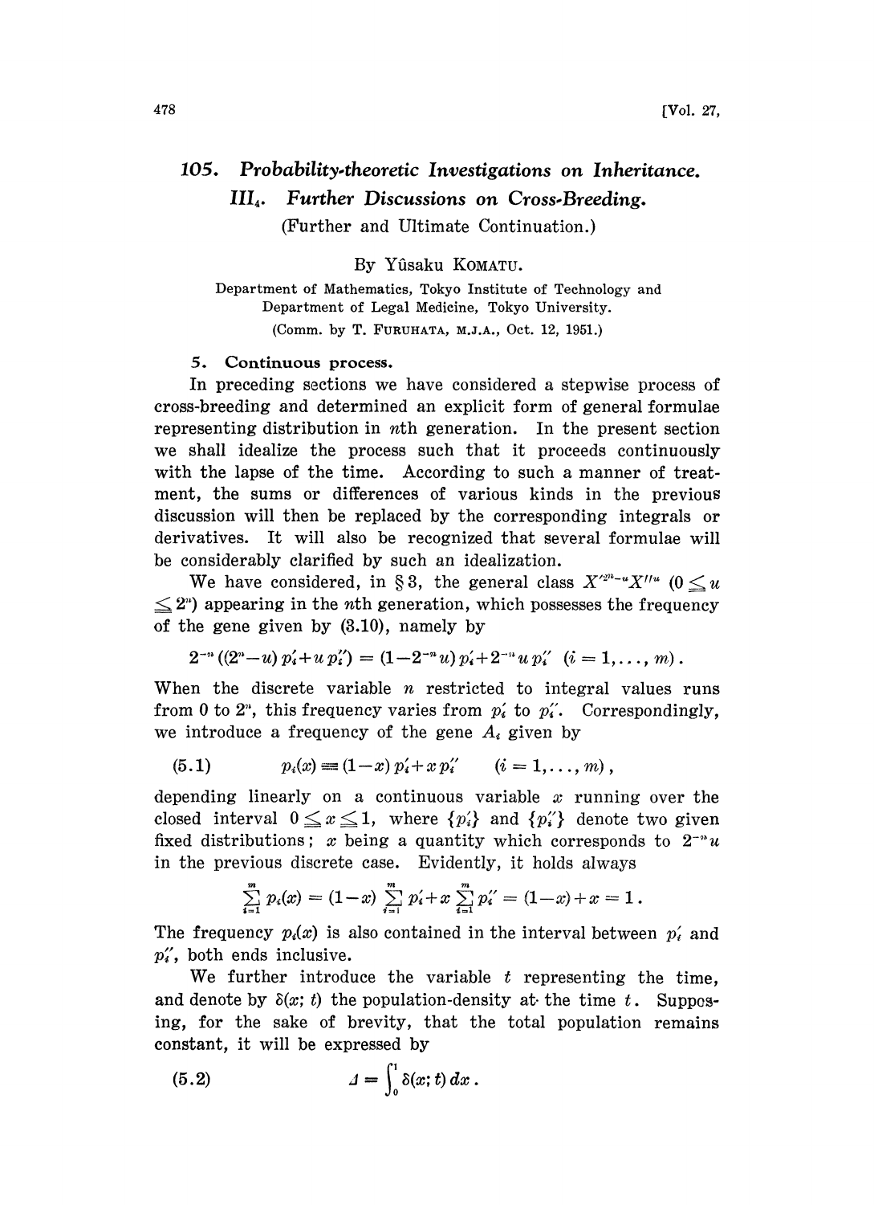# 105. *Probability-theoretic Investigations on Inheritance.*

## *III₄. Further Discussions on Cross-Breeding.*

(Further and Ultimate Continuation.)

By Yûsaku KOMATU.

Department of Mathematics, Tokyo Institute of Technology and Department of Legal Medicine, Tokyo University.

(Comm. by T. FURUHATA, M.J.A., Oct. 12, 1951.)

### 5. Continuous process.

In preceding sections we have considered a stepwise process of cross-breeding and determined an explicit form of general formulae representing distribution in $n$th generation. In the present section we shall idealize the process such that it proceeds continuously with the lapse of the time. According to such a manner of treatment, the sums or differences of various kinds in the previous discussion will then be replaced by the corresponding integrals or derivatives. It will also be recognized that several formulae will be considerably clarified by such an idealization.

We have considered, in § 3, the general class $X'^{2^n-u}X''^{u}$ ($0 \leq u \leq 2^n$) appearing in the $n$th generation, which possesses the frequency of the gene given by (3.10), namely by

$$2^{-n}((2^n-u)\,p'_i+u\,p''_i) = (1-2^{-n}u)\,p'_i+2^{-n}u\,p''_i \quad (i=1,\ldots,m).$$

When the discrete variable $n$ restricted to integral values runs from 0 to $2^n$, this frequency varies from $p'_i$ to $p''_i$. Correspondingly, we introduce a frequency of the gene $A_i$ given by

$$(5.1) \qquad p_i(x) \equiv (1-x)\,p'_i+x\,p''_i \qquad (i=1,\ldots,m),$$

depending linearly on a continuous variable $x$ running over the closed interval $0 \leq x \leq 1$, where $\{p'_i\}$ and $\{p''_i\}$ denote two given fixed distributions; $x$ being a quantity which corresponds to $2^{-n}u$ in the previous discrete case. Evidently, it holds always

$$\sum_{i=1}^{m} p_i(x) = (1-x)\sum_{i=1}^{m} p'_i + x\sum_{i=1}^{m} p''_i = (1-x)+x = 1.$$

The frequency $p_i(x)$ is also contained in the interval between $p'_i$ and $p''_i$, both ends inclusive.

We further introduce the variable $t$ representing the time, and denote by $\delta(x;\,t)$ the population-density at the time $t$. Supposing, for the sake of brevity, that the total population remains constant, it will be expressed by

$$(5.2) \qquad \Delta = \int_0^1 \delta(x;\,t)\,dx.$$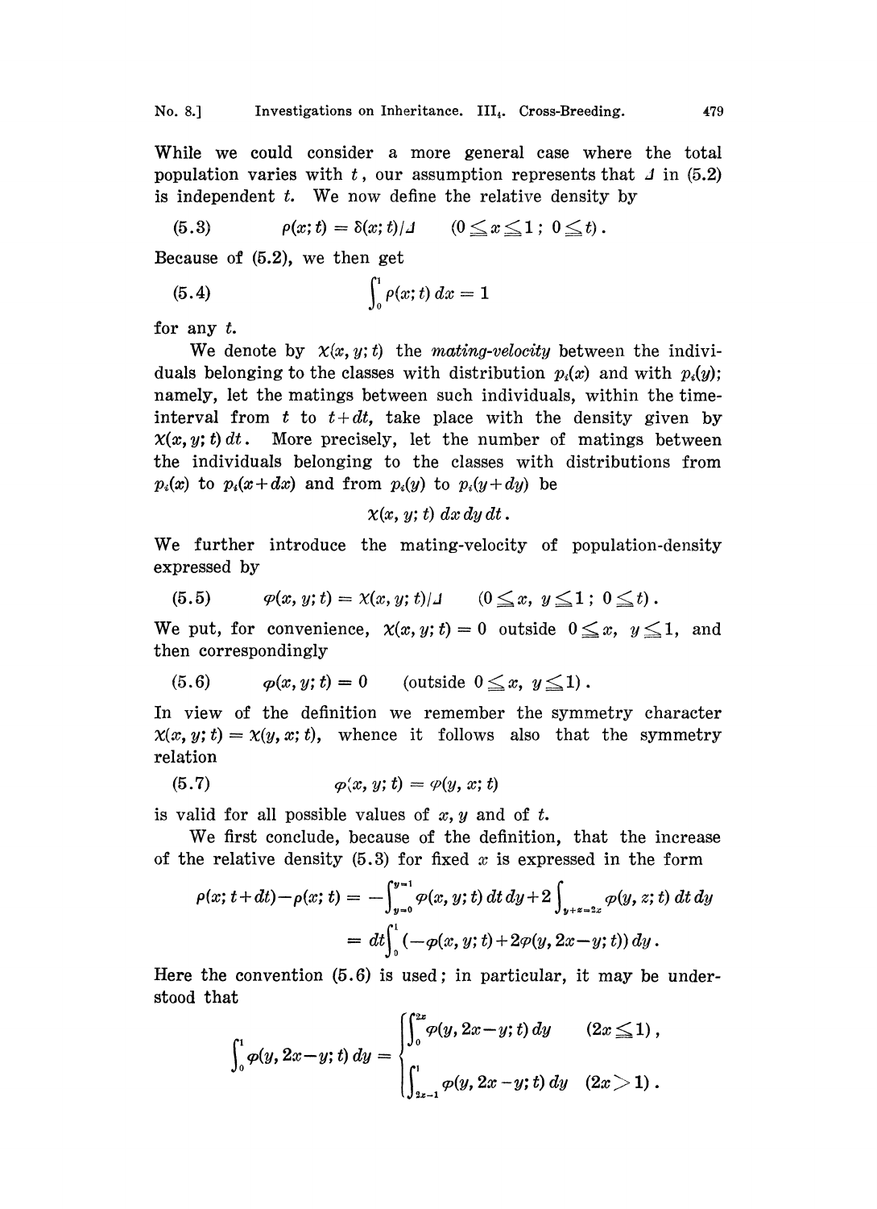While we could consider a more general case where the total population varies with $t$, our assumption represents that $\varDelta$ in (5.2) is independent $t$. We now define the relative density by

$$\rho(x;t) = \delta(x;t)/\varDelta \qquad (0 \leqq x \leqq 1\,;\; 0 \leqq t)\,. \tag{5.3}$$

Because of (5.2), we then get

$$\int_0^1 \rho(x;t)\,dx = 1 \tag{5.4}$$

for any $t$.

We denote by $\chi(x,y;t)$ the *mating-velocity* between the individuals belonging to the classes with distribution $p_i(x)$ and with $p_i(y)$; namely, let the matings between such individuals, within the time-interval from $t$ to $t+dt$, take place with the density given by $\chi(x,y;t)\,dt$. More precisely, let the number of matings between the individuals belonging to the classes with distributions from $p_i(x)$ to $p_i(x+dx)$ and from $p_i(y)$ to $p_i(y+dy)$ be

$$\chi(x,y;t)\,dx\,dy\,dt\,.$$

We further introduce the mating-velocity of population-density expressed by

$$\varphi(x,y;t) = \chi(x,y;t)/\varDelta \qquad (0 \leqq x,\; y \leqq 1\,;\; 0 \leqq t)\,. \tag{5.5}$$

We put, for convenience, $\chi(x,y;t) = 0$ outside $0 \leqq x,\; y \leqq 1$, and then correspondingly

$$\varphi(x,y;t) = 0 \qquad (\text{outside } 0 \leqq x,\; y \leqq 1)\,. \tag{5.6}$$

In view of the definition we remember the symmetry character $\chi(x,y;t) = \chi(y,x;t)$, whence it follows also that the symmetry relation

$$\varphi(x,y;t) = \varphi(y,x;t) \tag{5.7}$$

is valid for all possible values of $x, y$ and of $t$.

We first conclude, because of the definition, that the increase of the relative density (5.3) for fixed $x$ is expressed in the form

$$\begin{aligned} \rho(x;t+dt) - \rho(x;t) &= -\int_{y=0}^{y=1} \varphi(x,y;t)\,dt\,dy + 2\int_{y+z=2x} \varphi(y,z;t)\,dt\,dy \\ &= dt\int_0^1 (-\varphi(x,y;t) + 2\varphi(y,2x-y;t))\,dy\,. \end{aligned}$$

Here the convention (5.6) is used; in particular, it may be understood that

$$\int_0^1 \varphi(y,2x-y;t)\,dy = \begin{cases} \displaystyle\int_0^{2x} \varphi(y,2x-y;t)\,dy & (2x \leqq 1)\,, \\[2ex] \displaystyle\int_{2x-1}^1 \varphi(y,2x-y;t)\,dy & (2x > 1)\,. \end{cases}$$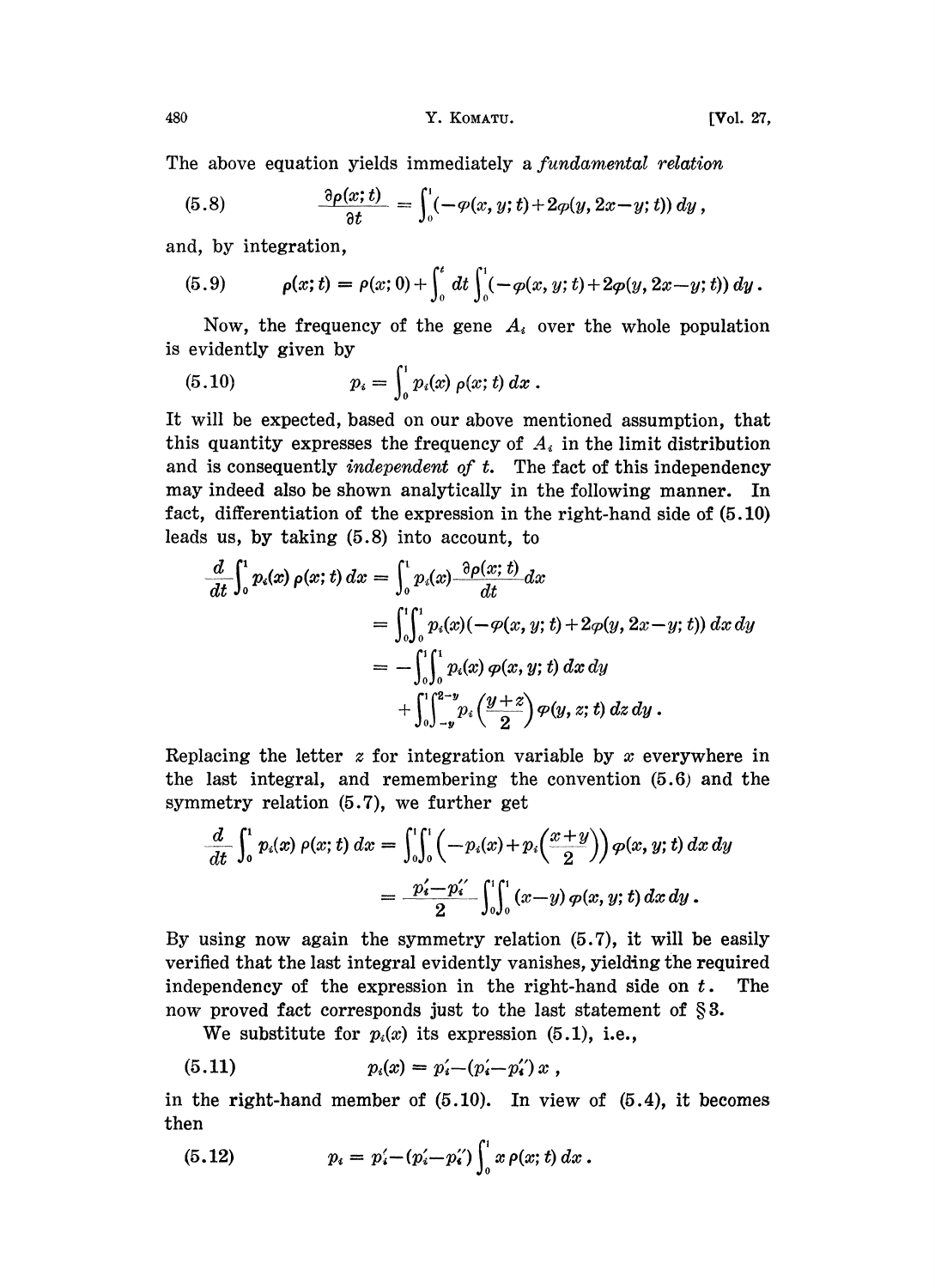The above equation yields immediately a *fundamental relation*

$$\frac{\partial \rho(x;t)}{\partial t} = \int_0^1 (-\varphi(x,y;t) + 2\varphi(y, 2x-y;t))\, dy\,, \tag{5.8}$$

and, by integration,

$$\rho(x;t) = \rho(x;0) + \int_0^t dt \int_0^1 (-\varphi(x,y;t) + 2\varphi(y,2x-y;t))\, dy\,. \tag{5.9}$$

Now, the frequency of the gene $A_i$ over the whole population is evidently given by

$$p_i = \int_0^1 p_i(x)\, \rho(x;t)\, dx\,. \tag{5.10}$$

It will be expected, based on our above mentioned assumption, that this quantity expresses the frequency of $A_i$ in the limit distribution and is consequently *independent of* $t$. The fact of this independency may indeed also be shown analytically in the following manner. In fact, differentiation of the expression in the right-hand side of (5.10) leads us, by taking (5.8) into account, to

$$\begin{aligned}
\frac{d}{dt}\int_0^1 p_i(x)\,\rho(x;t)\,dx &= \int_0^1 p_i(x)\frac{\partial \rho(x;t)}{dt}dx \\
&= \int_0^1\!\!\int_0^1 p_i(x)(-\varphi(x,y;t) + 2\varphi(y,2x-y;t))\,dx\,dy \\
&= -\int_0^1\!\!\int_0^1 p_i(x)\,\varphi(x,y;t)\,dx\,dy \\
&\quad + \int_0^1\!\!\int_{-y}^{2-y} p_i\Big(\frac{y+z}{2}\Big)\varphi(y,z;t)\,dz\,dy\,.
\end{aligned}$$

Replacing the letter $z$ for integration variable by $x$ everywhere in the last integral, and remembering the convention (5.6) and the symmetry relation (5.7), we further get

$$\begin{aligned}
\frac{d}{dt}\int_0^1 p_i(x)\,\rho(x;t)\,dx &= \int_0^1\!\!\int_0^1 \Big(-p_i(x) + p_i\Big(\frac{x+y}{2}\Big)\Big)\varphi(x,y;t)\,dx\,dy \\
&= \frac{p_i' - p_i''}{2}\int_0^1\!\!\int_0^1 (x-y)\,\varphi(x,y;t)\,dx\,dy\,.
\end{aligned}$$

By using now again the symmetry relation (5.7), it will be easily verified that the last integral evidently vanishes, yielding the required independency of the expression in the right-hand side on $t$. The now proved fact corresponds just to the last statement of §3.

We substitute for $p_i(x)$ its expression (5.1), i.e.,

$$p_i(x) = p_i' - (p_i' - p_i'')\,x\,, \tag{5.11}$$

in the right-hand member of (5.10). In view of (5.4), it becomes then

$$p_i = p_i' - (p_i' - p_i'')\int_0^1 x\,\rho(x;t)\,dx\,. \tag{5.12}$$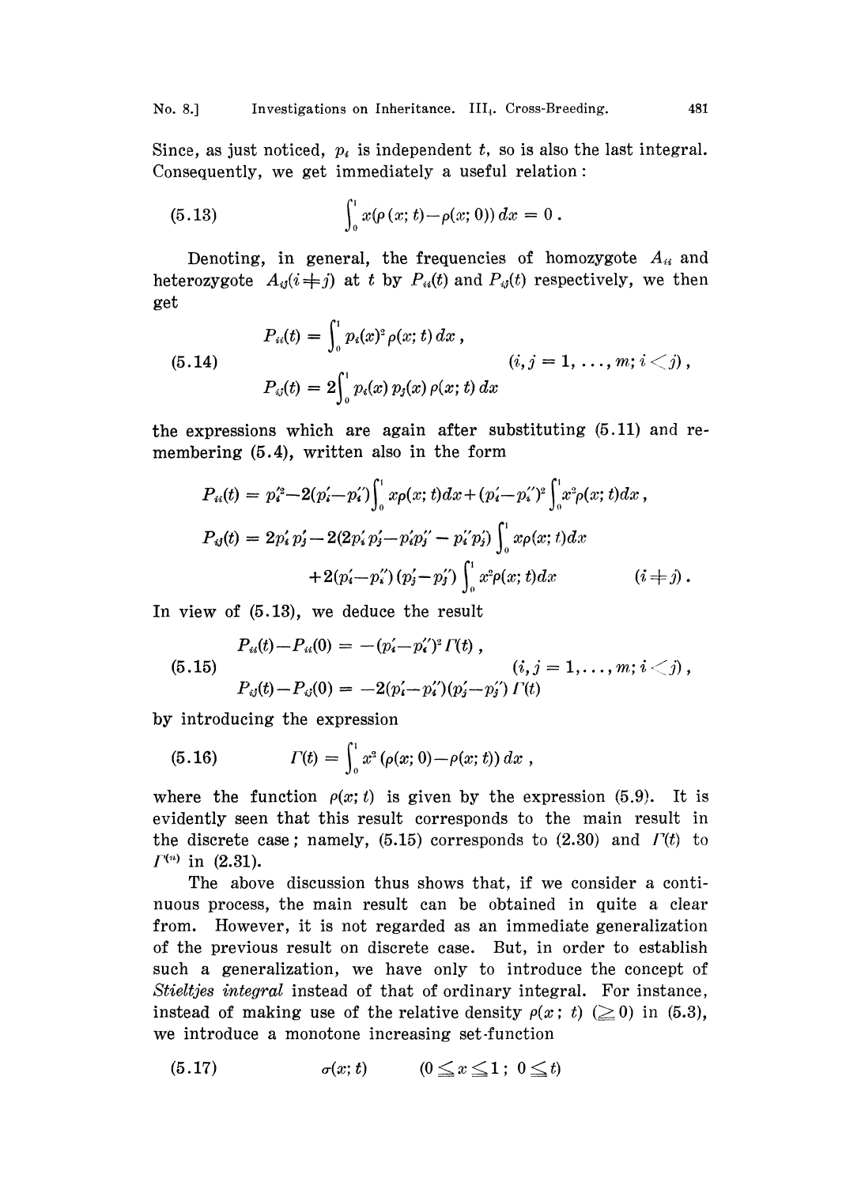Since, as just noticed, $p_i$ is independent $t$, so is also the last integral. Consequently, we get immediately a useful relation:

$$
\int_0^1 x(\rho(x;t)-\rho(x;0))\,dx = 0\,. \tag{5.13}
$$

Denoting, in general, the frequencies of homozygote $A_{ii}$ and heterozygote $A_{ij}(i \neq j)$ at $t$ by $P_{ii}(t)$ and $P_{ij}(t)$ respectively, we then get

$$
\begin{aligned}
P_{ii}(t) &= \int_0^1 p_i(x)^2 \rho(x;t)\,dx\,, \\
P_{ij}(t) &= 2\int_0^1 p_i(x)\,p_j(x)\,\rho(x;t)\,dx
\end{aligned}
\qquad (i,j=1,\ldots,m;\, i<j)\,, \tag{5.14}
$$

the expressions which are again after substituting (5.11) and remembering (5.4), written also in the form

$$
P_{ii}(t) = p_i'^2 - 2(p_i'-p_i'')\int_0^1 x\rho(x;t)dx + (p_i'-p_i'')^2\int_0^1 x^2\rho(x;t)dx\,,
$$

$$
\begin{aligned}
P_{ij}(t) = 2p_i'p_j' - 2(2p_i'p_j' - p_i'p_j'' - p_i''p_j')\int_0^1 x\rho(x;t)dx \\
+ 2(p_i'-p_i'')(p_j'-p_j'')\int_0^1 x^2\rho(x;t)dx \qquad (i \neq j)\,.
\end{aligned}
$$

In view of (5.13), we deduce the result

$$
\begin{aligned}
P_{ii}(t) - P_{ii}(0) &= -(p_i'-p_i'')^2\,\Gamma(t)\,, \\
P_{ij}(t) - P_{ij}(0) &= -2(p_i'-p_i'')(p_j'-p_j'')\,\Gamma(t)
\end{aligned}
\qquad (i,j=1,\ldots,m;\, i<j)\,, \tag{5.15}
$$

by introducing the expression

$$
\Gamma(t) = \int_0^1 x^2(\rho(x;0)-\rho(x;t))\,dx\,, \tag{5.16}
$$

where the function $\rho(x;t)$ is given by the expression (5.9). It is evidently seen that this result corresponds to the main result in the discrete case; namely, (5.15) corresponds to (2.30) and $\Gamma(t)$ to $\Gamma^{(n)}$ in (2.31).

The above discussion thus shows that, if we consider a continuous process, the main result can be obtained in quite a clear from. However, it is not regarded as an immediate generalization of the previous result on discrete case. But, in order to establish such a generalization, we have only to introduce the concept of *Stieltjes integral* instead of that of ordinary integral. For instance, instead of making use of the relative density $\rho(x;t)$ $(\geqq 0)$ in (5.3), we introduce a monotone increasing set-function

$$
\sigma(x;t) \qquad (0 \leqq x \leqq 1;\; 0 \leqq t) \tag{5.17}
$$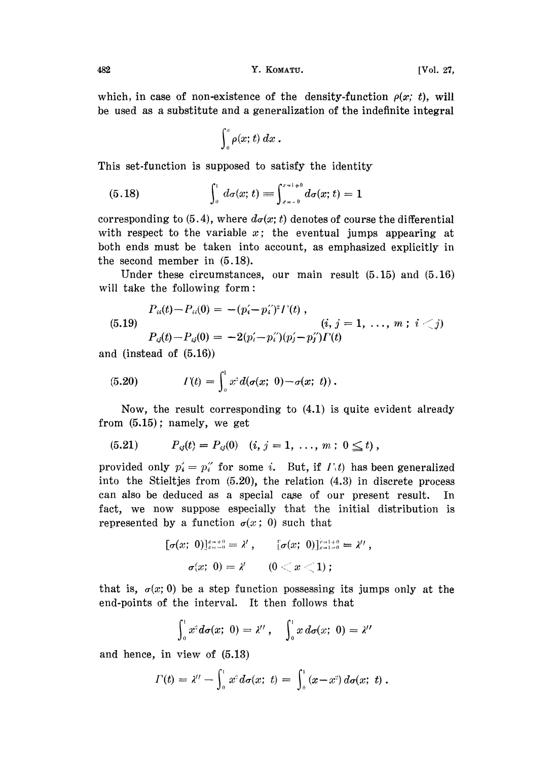which, in case of non-existence of the density-function $\rho(x; t)$, will be used as a substitute and a generalization of the indefinite integral

$$\int_0^x \rho(x; t)\, dx .$$

This set-function is supposed to satisfy the identity

$$\int_0^1 d\sigma(x; t) \equiv \int_{x=-0}^{x=1+0} d\sigma(x; t) = 1 \tag{5.18}$$

corresponding to (5.4), where $d\sigma(x; t)$ denotes of course the differential with respect to the variable $x$; the eventual jumps appearing at both ends must be taken into account, as emphasized explicitly in the second member in (5.18).

Under these circumstances, our main result (5.15) and (5.16) will take the following form:

$$\begin{aligned} P_{ii}(t) - P_{ii}(0) &= -(p_i' - p_i'')^2 \Gamma(t) , \\ & \qquad\qquad\qquad\qquad (i, j = 1, \ldots, m;\ i < j) \\ P_{ij}(t) - P_{ij}(0) &= -2(p_i' - p_i'')(p_j' - p_j'')\Gamma(t) \end{aligned} \tag{5.19}$$

and (instead of (5.16))

$$\Gamma(t) = \int_0^1 x^2 d(\sigma(x;\ 0) - \sigma(x;\ t)) . \tag{5.20}$$

Now, the result corresponding to (4.1) is quite evident already from (5.15); namely, we get

$$P_{ij}(t) = P_{ij}(0) \quad (i, j = 1, \ldots, m;\ 0 \leq t) , \tag{5.21}$$

provided only $p_i' = p_i''$ for some $i$. But, if $\Gamma(t)$ has been generalized into the Stieltjes from (5.20), the relation (4.3) in discrete process can also be deduced as a special case of our present result. In fact, we now suppose especially that the initial distribution is represented by a function $\sigma(x;\ 0)$ such that

$$[\sigma(x;\ 0)]_{x=-0}^{x=+0} = \lambda' , \qquad [\sigma(x;\ 0)]_{x=1-0}^{x=1+0} = \lambda'' ,$$

$$\sigma(x;\ 0) = \lambda' \qquad (0 < x < 1) ;$$

that is, $\sigma(x; 0)$ be a step function possessing its jumps only at the end-points of the interval. It then follows that

$$\int_0^1 x^2 d\sigma(x;\ 0) = \lambda'' , \quad \int_0^1 x\, d\sigma(x;\ 0) = \lambda''$$

and hence, in view of (5.13)

$$\Gamma(t) = \lambda'' - \int_0^1 x^2 d\sigma(x;\ t) = \int_0^1 (x - x^2)\, d\sigma(x;\ t) .$$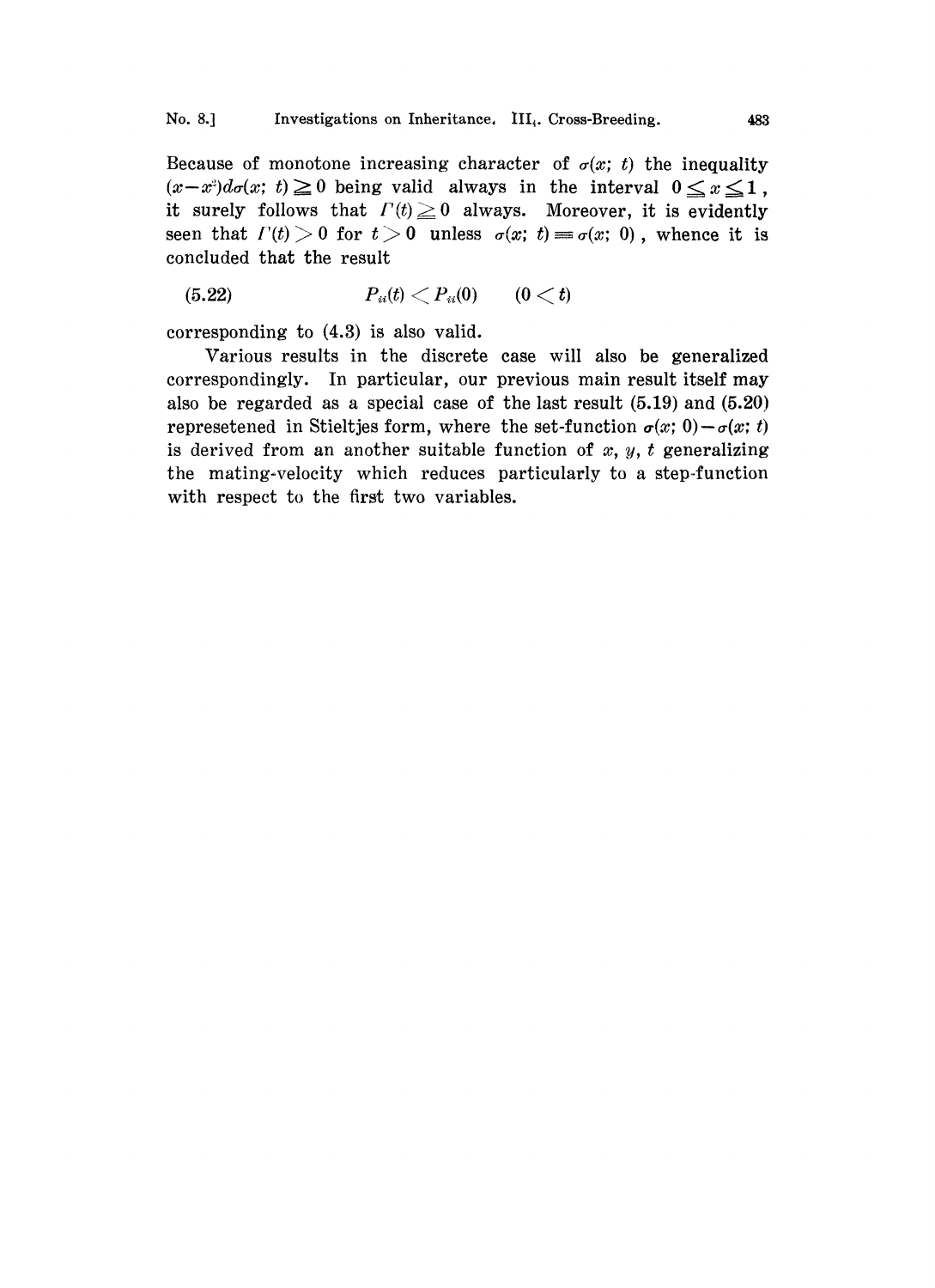Because of monotone increasing character of $\sigma(x;\, t)$ the inequality $(x-x^2)d\sigma(x;\, t) \geqq 0$ being valid always in the interval $0 \leqq x \leqq 1$, it surely follows that $\Gamma(t) \geqq 0$ always. Moreover, it is evidently seen that $\Gamma(t) > 0$ for $t > 0$ unless $\sigma(x;\, t) \equiv \sigma(x;\, 0)$, whence it is concluded that the result

$$P_{ii}(t) < P_{ii}(0) \qquad (0 < t) \tag{5.22}$$

corresponding to (4.3) is also valid.

Various results in the discrete case will also be generalized correspondingly. In particular, our previous main result itself may also be regarded as a special case of the last result (5.19) and (5.20) represetened in Stieltjes form, where the set-function $\sigma(x;\, 0) - \sigma(x;\, t)$ is derived from an another suitable function of $x$, $y$, $t$ generalizing the mating-velocity which reduces particularly to a step-function with respect to the first two variables.